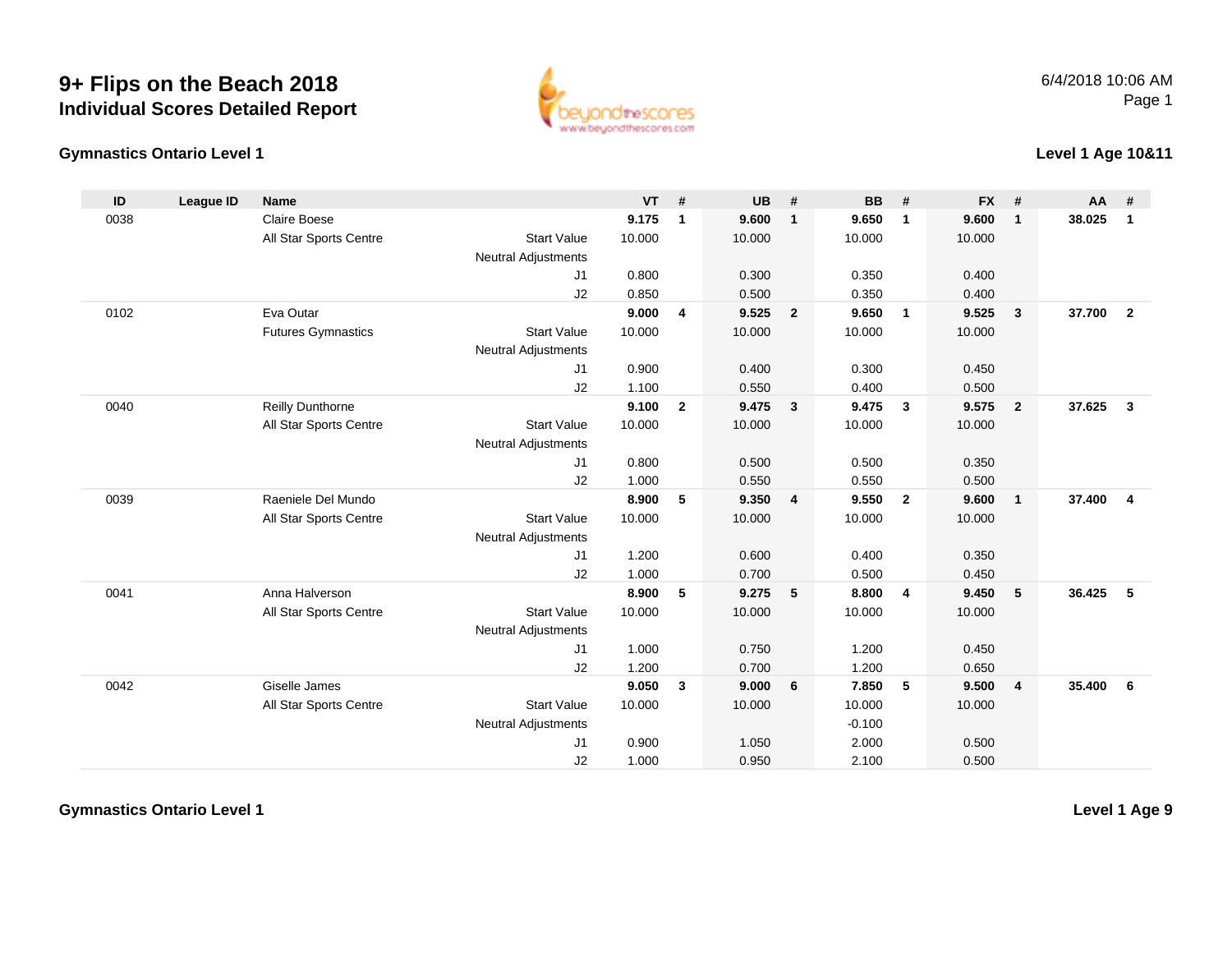# 9+ Flips on the Beach 2018

## Individual Scores Detailed Report

6/4/2018 10:06 AM

### Gymnastics Ontario Level 1

### Level 1 Age 10&11

| ID | League ID | Name | | VT | # | UB | # | BB | # | FX | # | AA | # |
|---|---|---|---|---|---|---|---|---|---|---|---|---|---|
| 0038 | | Claire Boese | | **9.175** | **1** | **9.600** | **1** | **9.650** | **1** | **9.600** | **1** | **38.025** | **1** |
| | | All Star Sports Centre | Start Value | 10.000 | | 10.000 | | 10.000 | | 10.000 | | | |
| | | | Neutral Adjustments | | | | | | | | | | |
| | | | J1 | 0.800 | | 0.300 | | 0.350 | | 0.400 | | | |
| | | | J2 | 0.850 | | 0.500 | | 0.350 | | 0.400 | | | |
| 0102 | | Eva Outar | | **9.000** | **4** | **9.525** | **2** | **9.650** | **1** | **9.525** | **3** | **37.700** | **2** |
| | | Futures Gymnastics | Start Value | 10.000 | | 10.000 | | 10.000 | | 10.000 | | | |
| | | | Neutral Adjustments | | | | | | | | | | |
| | | | J1 | 0.900 | | 0.400 | | 0.300 | | 0.450 | | | |
| | | | J2 | 1.100 | | 0.550 | | 0.400 | | 0.500 | | | |
| 0040 | | Reilly Dunthorne | | **9.100** | **2** | **9.475** | **3** | **9.475** | **3** | **9.575** | **2** | **37.625** | **3** |
| | | All Star Sports Centre | Start Value | 10.000 | | 10.000 | | 10.000 | | 10.000 | | | |
| | | | Neutral Adjustments | | | | | | | | | | |
| | | | J1 | 0.800 | | 0.500 | | 0.500 | | 0.350 | | | |
| | | | J2 | 1.000 | | 0.550 | | 0.550 | | 0.500 | | | |
| 0039 | | Raeniele Del Mundo | | **8.900** | **5** | **9.350** | **4** | **9.550** | **2** | **9.600** | **1** | **37.400** | **4** |
| | | All Star Sports Centre | Start Value | 10.000 | | 10.000 | | 10.000 | | 10.000 | | | |
| | | | Neutral Adjustments | | | | | | | | | | |
| | | | J1 | 1.200 | | 0.600 | | 0.400 | | 0.350 | | | |
| | | | J2 | 1.000 | | 0.700 | | 0.500 | | 0.450 | | | |
| 0041 | | Anna Halverson | | **8.900** | **5** | **9.275** | **5** | **8.800** | **4** | **9.450** | **5** | **36.425** | **5** |
| | | All Star Sports Centre | Start Value | 10.000 | | 10.000 | | 10.000 | | 10.000 | | | |
| | | | Neutral Adjustments | | | | | | | | | | |
| | | | J1 | 1.000 | | 0.750 | | 1.200 | | 0.450 | | | |
| | | | J2 | 1.200 | | 0.700 | | 1.200 | | 0.650 | | | |
| 0042 | | Giselle James | | **9.050** | **3** | **9.000** | **6** | **7.850** | **5** | **9.500** | **4** | **35.400** | **6** |
| | | All Star Sports Centre | Start Value | 10.000 | | 10.000 | | 10.000 | | 10.000 | | | |
| | | | Neutral Adjustments | | | | | -0.100 | | | | | |
| | | | J1 | 0.900 | | 1.050 | | 2.000 | | 0.500 | | | |
| | | | J2 | 1.000 | | 0.950 | | 2.100 | | 0.500 | | | |

### Gymnastics Ontario Level 1

### Level 1 Age 9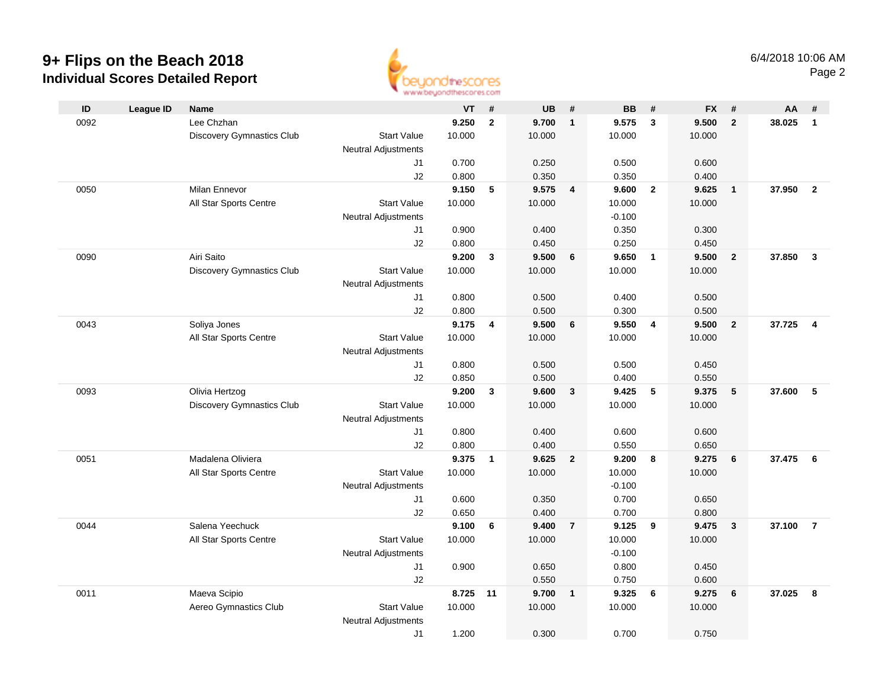# 9+ Flips on the Beach 2018
## Individual Scores Detailed Report

6/4/2018 10:06 AM

| ID | League ID | Name | | VT | # | UB | # | BB | # | FX | # | AA | # |
|---|---|---|---|---|---|---|---|---|---|---|---|---|---|
| 0092 | | Lee Chzhan | | **9.250** | **2** | **9.700** | **1** | **9.575** | **3** | **9.500** | **2** | **38.025** | **1** |
| | | Discovery Gymnastics Club | Start Value | 10.000 | | 10.000 | | 10.000 | | 10.000 | | | |
| | | | Neutral Adjustments | | | | | | | | | | |
| | | | J1 | 0.700 | | 0.250 | | 0.500 | | 0.600 | | | |
| | | | J2 | 0.800 | | 0.350 | | 0.350 | | 0.400 | | | |
| 0050 | | Milan Ennevor | | **9.150** | **5** | **9.575** | **4** | **9.600** | **2** | **9.625** | **1** | **37.950** | **2** |
| | | All Star Sports Centre | Start Value | 10.000 | | 10.000 | | 10.000 | | 10.000 | | | |
| | | | Neutral Adjustments | | | | | -0.100 | | | | | |
| | | | J1 | 0.900 | | 0.400 | | 0.350 | | 0.300 | | | |
| | | | J2 | 0.800 | | 0.450 | | 0.250 | | 0.450 | | | |
| 0090 | | Airi Saito | | **9.200** | **3** | **9.500** | **6** | **9.650** | **1** | **9.500** | **2** | **37.850** | **3** |
| | | Discovery Gymnastics Club | Start Value | 10.000 | | 10.000 | | 10.000 | | 10.000 | | | |
| | | | Neutral Adjustments | | | | | | | | | | |
| | | | J1 | 0.800 | | 0.500 | | 0.400 | | 0.500 | | | |
| | | | J2 | 0.800 | | 0.500 | | 0.300 | | 0.500 | | | |
| 0043 | | Soliya Jones | | **9.175** | **4** | **9.500** | **6** | **9.550** | **4** | **9.500** | **2** | **37.725** | **4** |
| | | All Star Sports Centre | Start Value | 10.000 | | 10.000 | | 10.000 | | 10.000 | | | |
| | | | Neutral Adjustments | | | | | | | | | | |
| | | | J1 | 0.800 | | 0.500 | | 0.500 | | 0.450 | | | |
| | | | J2 | 0.850 | | 0.500 | | 0.400 | | 0.550 | | | |
| 0093 | | Olivia Hertzog | | **9.200** | **3** | **9.600** | **3** | **9.425** | **5** | **9.375** | **5** | **37.600** | **5** |
| | | Discovery Gymnastics Club | Start Value | 10.000 | | 10.000 | | 10.000 | | 10.000 | | | |
| | | | Neutral Adjustments | | | | | | | | | | |
| | | | J1 | 0.800 | | 0.400 | | 0.600 | | 0.600 | | | |
| | | | J2 | 0.800 | | 0.400 | | 0.550 | | 0.650 | | | |
| 0051 | | Madalena Oliviera | | **9.375** | **1** | **9.625** | **2** | **9.200** | **8** | **9.275** | **6** | **37.475** | **6** |
| | | All Star Sports Centre | Start Value | 10.000 | | 10.000 | | 10.000 | | 10.000 | | | |
| | | | Neutral Adjustments | | | | | -0.100 | | | | | |
| | | | J1 | 0.600 | | 0.350 | | 0.700 | | 0.650 | | | |
| | | | J2 | 0.650 | | 0.400 | | 0.700 | | 0.800 | | | |
| 0044 | | Salena Yeechuck | | **9.100** | **6** | **9.400** | **7** | **9.125** | **9** | **9.475** | **3** | **37.100** | **7** |
| | | All Star Sports Centre | Start Value | 10.000 | | 10.000 | | 10.000 | | 10.000 | | | |
| | | | Neutral Adjustments | | | | | -0.100 | | | | | |
| | | | J1 | 0.900 | | 0.650 | | 0.800 | | 0.450 | | | |
| | | | J2 | | | 0.550 | | 0.750 | | 0.600 | | | |
| 0011 | | Maeva Scipio | | **8.725** | **11** | **9.700** | **1** | **9.325** | **6** | **9.275** | **6** | **37.025** | **8** |
| | | Aereo Gymnastics Club | Start Value | 10.000 | | 10.000 | | 10.000 | | 10.000 | | | |
| | | | Neutral Adjustments | | | | | | | | | | |
| | | | J1 | 1.200 | | 0.300 | | 0.700 | | 0.750 | | | |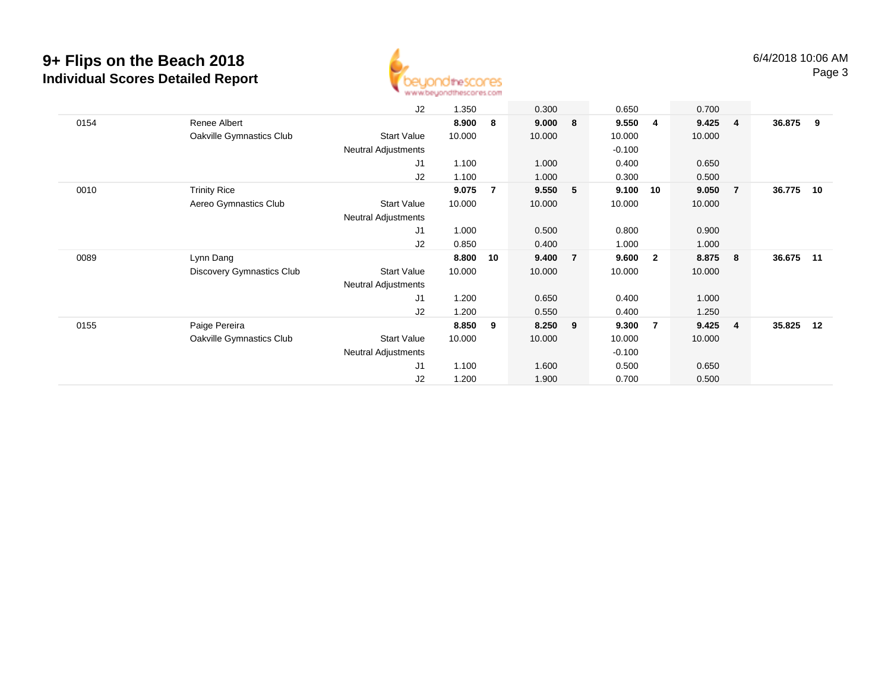# 9+ Flips on the Beach 2018

## Individual Scores Detailed Report

6/4/2018 10:06 AM

| | | | | | | | | | | | | |
|---|---|---|---|---|---|---|---|---|---|---|---|---|
| | | J2 | 1.350 | | 0.300 | | 0.650 | | 0.700 | | | |
| 0154 | Renee Albert | | **8.900** | **8** | **9.000** | **8** | **9.550** | **4** | **9.425** | **4** | **36.875** | **9** |
| | Oakville Gymnastics Club | Start Value | 10.000 | | 10.000 | | 10.000 | | 10.000 | | | |
| | | Neutral Adjustments | | | | | -0.100 | | | | | |
| | | J1 | 1.100 | | 1.000 | | 0.400 | | 0.650 | | | |
| | | J2 | 1.100 | | 1.000 | | 0.300 | | 0.500 | | | |
| 0010 | Trinity Rice | | **9.075** | **7** | **9.550** | **5** | **9.100** | **10** | **9.050** | **7** | **36.775** | **10** |
| | Aereo Gymnastics Club | Start Value | 10.000 | | 10.000 | | 10.000 | | 10.000 | | | |
| | | Neutral Adjustments | | | | | | | | | | |
| | | J1 | 1.000 | | 0.500 | | 0.800 | | 0.900 | | | |
| | | J2 | 0.850 | | 0.400 | | 1.000 | | 1.000 | | | |
| 0089 | Lynn Dang | | **8.800** | **10** | **9.400** | **7** | **9.600** | **2** | **8.875** | **8** | **36.675** | **11** |
| | Discovery Gymnastics Club | Start Value | 10.000 | | 10.000 | | 10.000 | | 10.000 | | | |
| | | Neutral Adjustments | | | | | | | | | | |
| | | J1 | 1.200 | | 0.650 | | 0.400 | | 1.000 | | | |
| | | J2 | 1.200 | | 0.550 | | 0.400 | | 1.250 | | | |
| 0155 | Paige Pereira | | **8.850** | **9** | **8.250** | **9** | **9.300** | **7** | **9.425** | **4** | **35.825** | **12** |
| | Oakville Gymnastics Club | Start Value | 10.000 | | 10.000 | | 10.000 | | 10.000 | | | |
| | | Neutral Adjustments | | | | | -0.100 | | | | | |
| | | J1 | 1.100 | | 1.600 | | 0.500 | | 0.650 | | | |
| | | J2 | 1.200 | | 1.900 | | 0.700 | | 0.500 | | | |